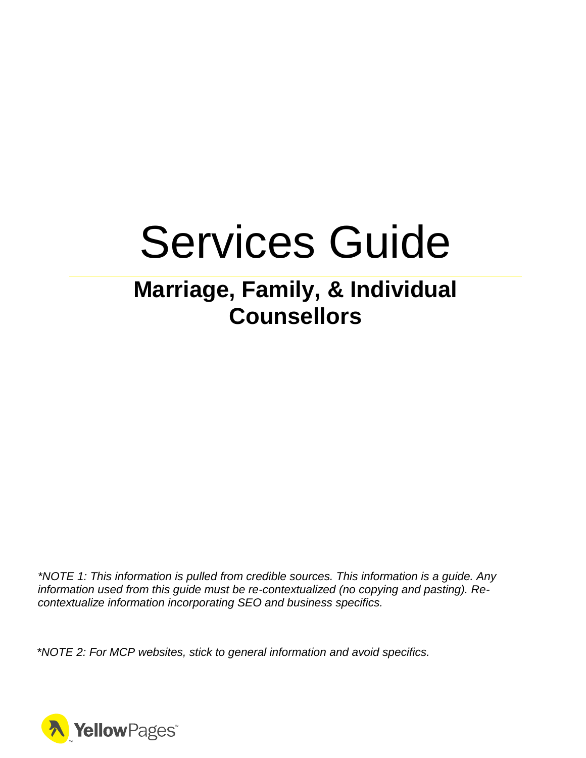# Services Guide

## Marriage, Family, & Individual Counsellors

*\*NOTE 1: This information is pulled from credible sources. This information is a guide. Any information used from this guide must be re-contextualized (no copying and pasting). Re-contextualize information incorporating SEO and business specifics.*

*\*NOTE 2: For MCP websites, stick to general information and avoid specifics.*

YellowPages™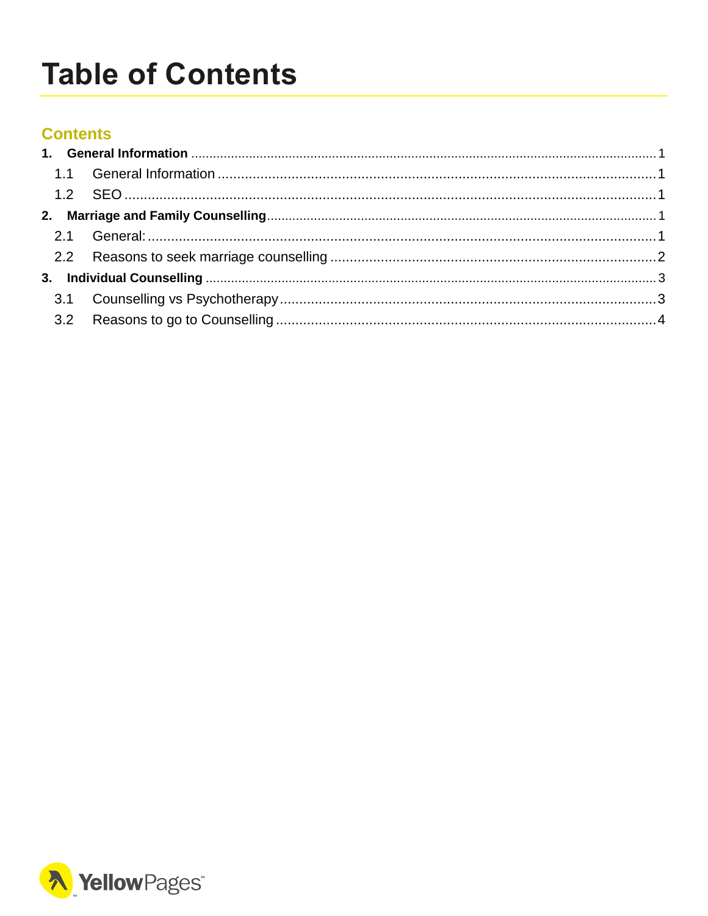# Table of Contents

## Contents

**1. General Information** .......... 1

- 1.1 General Information .......... 1
- 1.2 SEO .......... 1

**2. Marriage and Family Counselling** .......... 1

- 2.1 General: .......... 1
- 2.2 Reasons to seek marriage counselling .......... 2

**3. Individual Counselling** .......... 3

- 3.1 Counselling vs Psychotherapy .......... 3
- 3.2 Reasons to go to Counselling .......... 4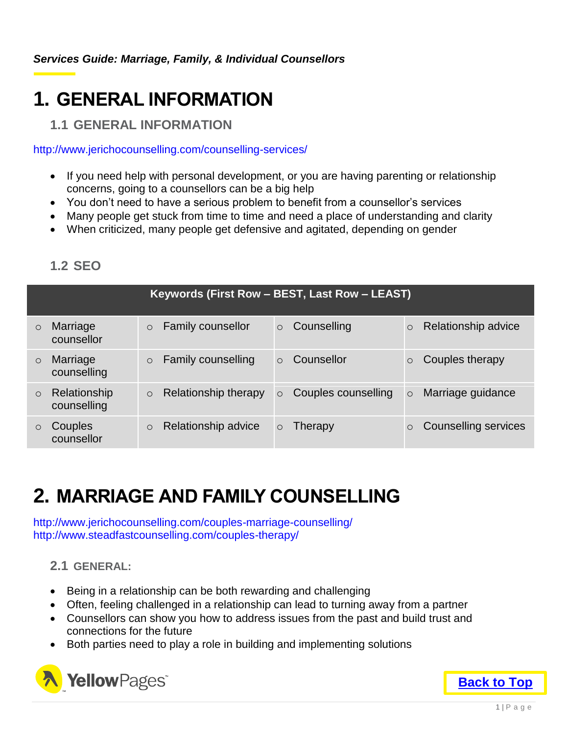*Services Guide: Marriage, Family, & Individual Counsellors*

# 1. GENERAL INFORMATION

## 1.1 GENERAL INFORMATION

http://www.jerichocounselling.com/counselling-services/

- If you need help with personal development, or you are having parenting or relationship concerns, going to a counsellors can be a big help
- You don't need to have a serious problem to benefit from a counsellor's services
- Many people get stuck from time to time and need a place of understanding and clarity
- When criticized, many people get defensive and agitated, depending on gender

## 1.2 SEO

| Keywords (First Row – BEST, Last Row – LEAST) | | | |
|---|---|---|---|
| ○ Marriage counsellor | ○ Family counsellor | ○ Counselling | ○ Relationship advice |
| ○ Marriage counselling | ○ Family counselling | ○ Counsellor | ○ Couples therapy |
| ○ Relationship counselling | ○ Relationship therapy | ○ Couples counselling | ○ Marriage guidance |
| ○ Couples counsellor | ○ Relationship advice | ○ Therapy | ○ Counselling services |

# 2. MARRIAGE AND FAMILY COUNSELLING

http://www.jerichocounselling.com/couples-marriage-counselling/
http://www.steadfastcounselling.com/couples-therapy/

## 2.1 GENERAL:

- Being in a relationship can be both rewarding and challenging
- Often, feeling challenged in a relationship can lead to turning away from a partner
- Counsellors can show you how to address issues from the past and build trust and connections for the future
- Both parties need to play a role in building and implementing solutions

Back to Top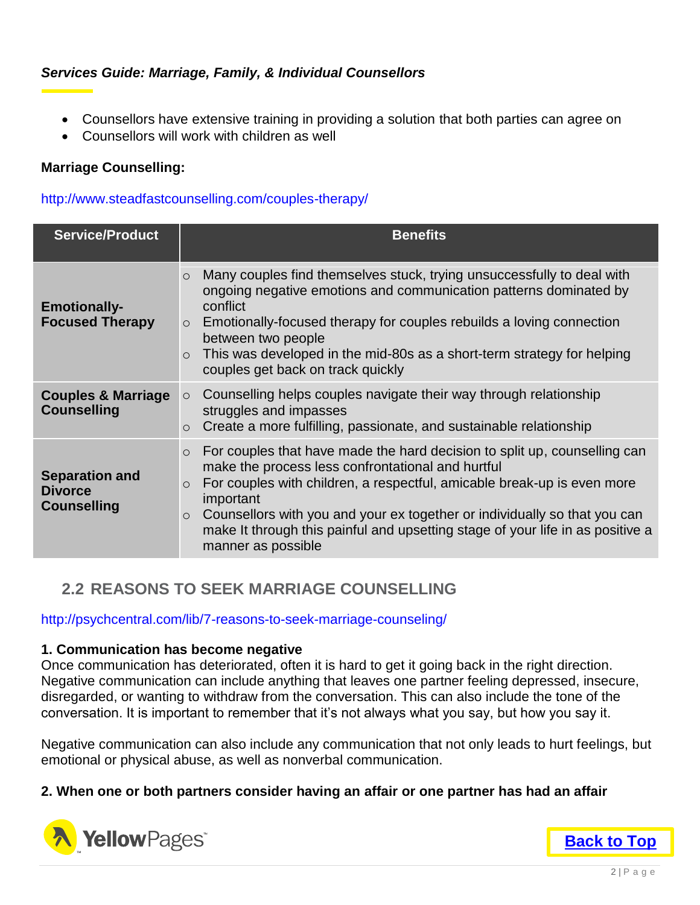- Counsellors have extensive training in providing a solution that both parties can agree on
- Counsellors will work with children as well

**Marriage Counselling:**

http://www.steadfastcounselling.com/couples-therapy/

| Service/Product | Benefits |
|---|---|
| **Emotionally-Focused Therapy** | ○ Many couples find themselves stuck, trying unsuccessfully to deal with ongoing negative emotions and communication patterns dominated by conflict<br>○ Emotionally-focused therapy for couples rebuilds a loving connection between two people<br>○ This was developed in the mid-80s as a short-term strategy for helping couples get back on track quickly |
| **Couples & Marriage Counselling** | ○ Counselling helps couples navigate their way through relationship struggles and impasses<br>○ Create a more fulfilling, passionate, and sustainable relationship |
| **Separation and Divorce Counselling** | ○ For couples that have made the hard decision to split up, counselling can make the process less confrontational and hurtful<br>○ For couples with children, a respectful, amicable break-up is even more important<br>○ Counsellors with you and your ex together or individually so that you can make It through this painful and upsetting stage of your life in as positive a manner as possible |

## 2.2 REASONS TO SEEK MARRIAGE COUNSELLING

http://psychcentral.com/lib/7-reasons-to-seek-marriage-counseling/

**1. Communication has become negative**

Once communication has deteriorated, often it is hard to get it going back in the right direction. Negative communication can include anything that leaves one partner feeling depressed, insecure, disregarded, or wanting to withdraw from the conversation. This can also include the tone of the conversation. It is important to remember that it's not always what you say, but how you say it.

Negative communication can also include any communication that not only leads to hurt feelings, but emotional or physical abuse, as well as nonverbal communication.

**2. When one or both partners consider having an affair or one partner has had an affair**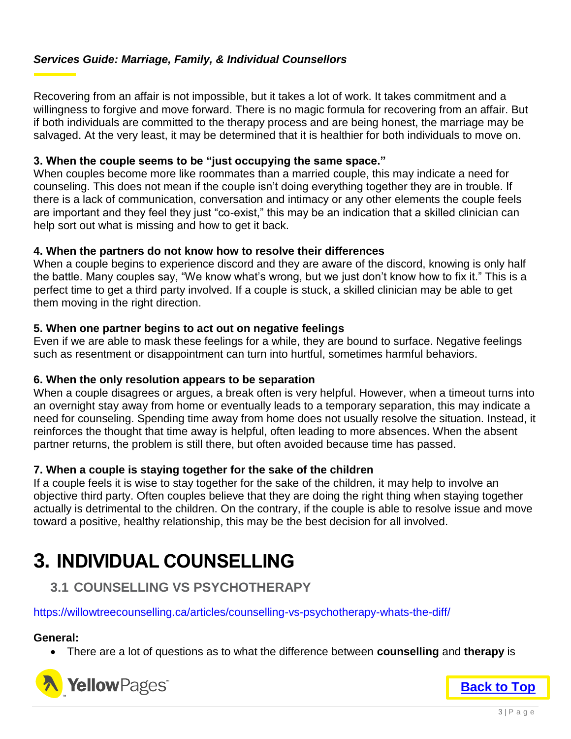Recovering from an affair is not impossible, but it takes a lot of work. It takes commitment and a willingness to forgive and move forward. There is no magic formula for recovering from an affair. But if both individuals are committed to the therapy process and are being honest, the marriage may be salvaged. At the very least, it may be determined that it is healthier for both individuals to move on.

**3. When the couple seems to be "just occupying the same space."**
When couples become more like roommates than a married couple, this may indicate a need for counseling. This does not mean if the couple isn't doing everything together they are in trouble. If there is a lack of communication, conversation and intimacy or any other elements the couple feels are important and they feel they just "co-exist," this may be an indication that a skilled clinician can help sort out what is missing and how to get it back.

**4. When the partners do not know how to resolve their differences**
When a couple begins to experience discord and they are aware of the discord, knowing is only half the battle. Many couples say, "We know what's wrong, but we just don't know how to fix it." This is a perfect time to get a third party involved. If a couple is stuck, a skilled clinician may be able to get them moving in the right direction.

**5. When one partner begins to act out on negative feelings**
Even if we are able to mask these feelings for a while, they are bound to surface. Negative feelings such as resentment or disappointment can turn into hurtful, sometimes harmful behaviors.

**6. When the only resolution appears to be separation**
When a couple disagrees or argues, a break often is very helpful. However, when a timeout turns into an overnight stay away from home or eventually leads to a temporary separation, this may indicate a need for counseling. Spending time away from home does not usually resolve the situation. Instead, it reinforces the thought that time away is helpful, often leading to more absences. When the absent partner returns, the problem is still there, but often avoided because time has passed.

**7. When a couple is staying together for the sake of the children**
If a couple feels it is wise to stay together for the sake of the children, it may help to involve an objective third party. Often couples believe that they are doing the right thing when staying together actually is detrimental to the children. On the contrary, if the couple is able to resolve issue and move toward a positive, healthy relationship, this may be the best decision for all involved.

# 3. INDIVIDUAL COUNSELLING

## 3.1 COUNSELLING VS PSYCHOTHERAPY

https://willowtreecounselling.ca/articles/counselling-vs-psychotherapy-whats-the-diff/

**General:**

- There are a lot of questions as to what the difference between **counselling** and **therapy** is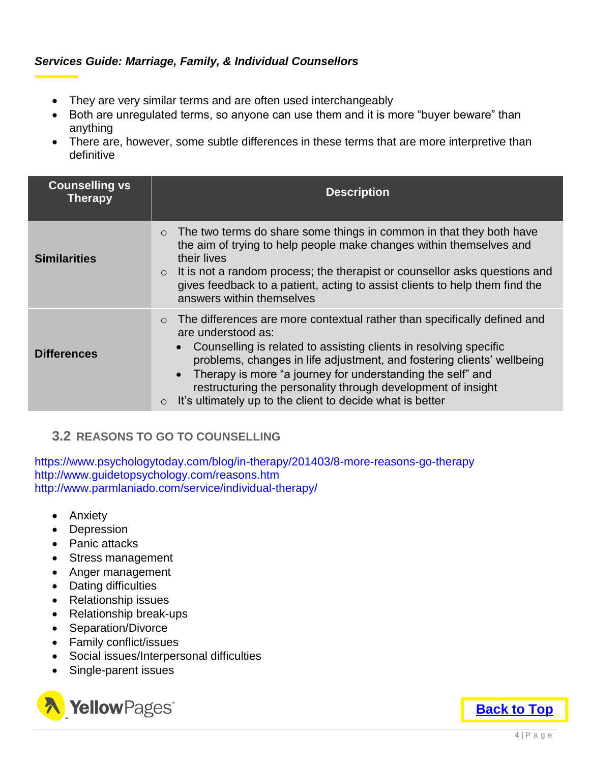- They are very similar terms and are often used interchangeably
- Both are unregulated terms, so anyone can use them and it is more "buyer beware" than anything
- There are, however, some subtle differences in these terms that are more interpretive than definitive

| Counselling vs Therapy | Description |
|---|---|
| **Similarities** | ○ The two terms do share some things in common in that they both have the aim of trying to help people make changes within themselves and their lives<br>○ It is not a random process; the therapist or counsellor asks questions and gives feedback to a patient, acting to assist clients to help them find the answers within themselves |
| **Differences** | ○ The differences are more contextual rather than specifically defined and are understood as:<br>• Counselling is related to assisting clients in resolving specific problems, changes in life adjustment, and fostering clients' wellbeing<br>• Therapy is more "a journey for understanding the self" and restructuring the personality through development of insight<br>○ It's ultimately up to the client to decide what is better |

### 3.2 REASONS TO GO TO COUNSELLING

https://www.psychologytoday.com/blog/in-therapy/201403/8-more-reasons-go-therapy
http://www.guidetopsychology.com/reasons.htm
http://www.parmlaniado.com/service/individual-therapy/

- Anxiety
- Depression
- Panic attacks
- Stress management
- Anger management
- Dating difficulties
- Relationship issues
- Relationship break-ups
- Separation/Divorce
- Family conflict/issues
- Social issues/Interpersonal difficulties
- Single-parent issues

Back to Top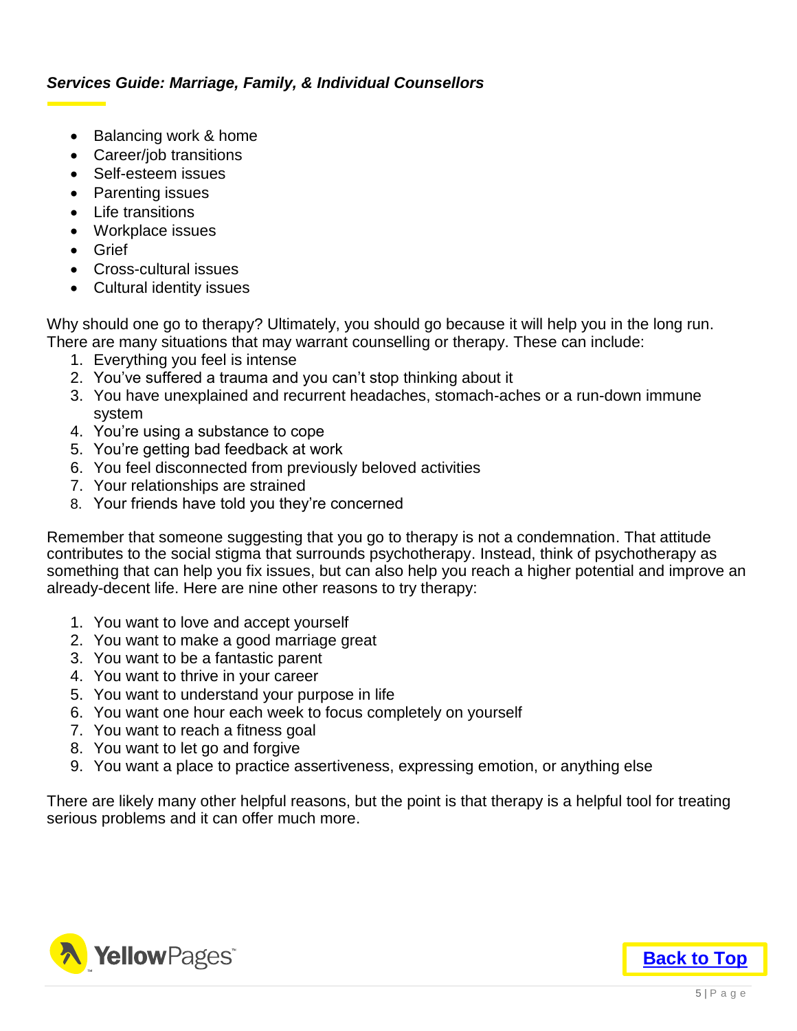- Balancing work & home
- Career/job transitions
- Self-esteem issues
- Parenting issues
- Life transitions
- Workplace issues
- Grief
- Cross-cultural issues
- Cultural identity issues

Why should one go to therapy? Ultimately, you should go because it will help you in the long run. There are many situations that may warrant counselling or therapy. These can include:

1. Everything you feel is intense
2. You've suffered a trauma and you can't stop thinking about it
3. You have unexplained and recurrent headaches, stomach-aches or a run-down immune system
4. You're using a substance to cope
5. You're getting bad feedback at work
6. You feel disconnected from previously beloved activities
7. Your relationships are strained
8. Your friends have told you they're concerned

Remember that someone suggesting that you go to therapy is not a condemnation. That attitude contributes to the social stigma that surrounds psychotherapy. Instead, think of psychotherapy as something that can help you fix issues, but can also help you reach a higher potential and improve an already-decent life. Here are nine other reasons to try therapy:

1. You want to love and accept yourself
2. You want to make a good marriage great
3. You want to be a fantastic parent
4. You want to thrive in your career
5. You want to understand your purpose in life
6. You want one hour each week to focus completely on yourself
7. You want to reach a fitness goal
8. You want to let go and forgive
9. You want a place to practice assertiveness, expressing emotion, or anything else

There are likely many other helpful reasons, but the point is that therapy is a helpful tool for treating serious problems and it can offer much more.

Back to Top